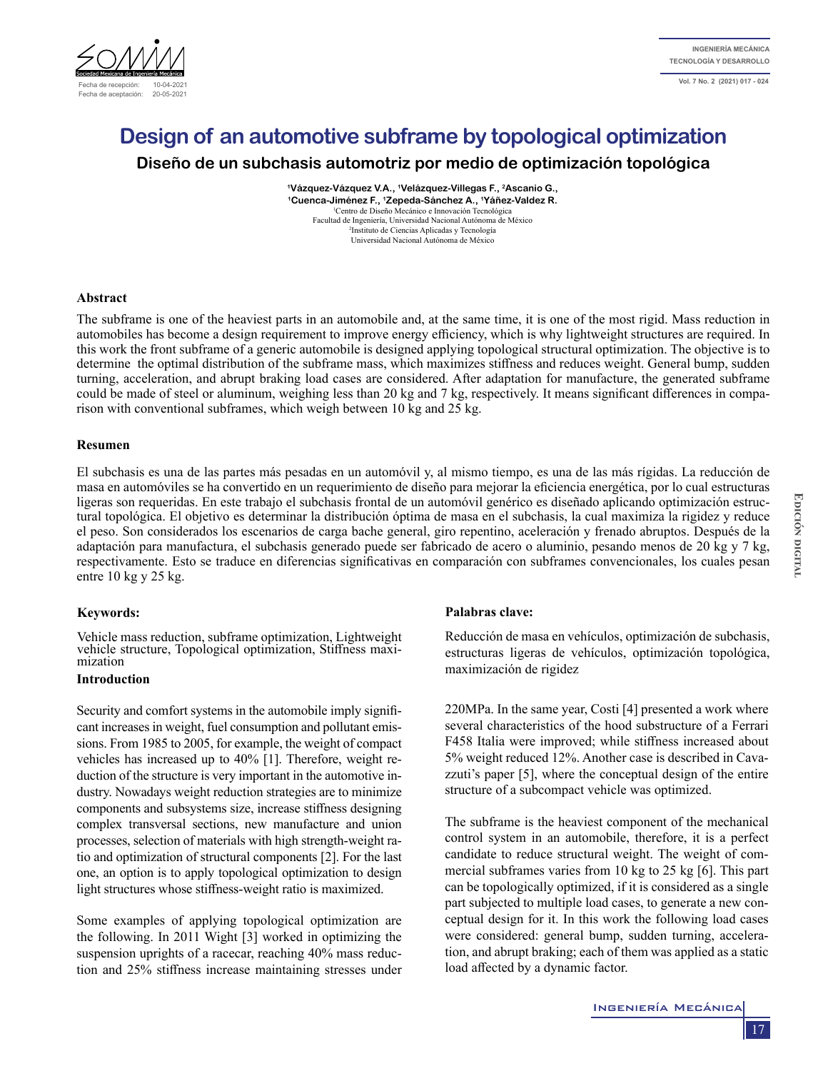Fecha de recepción: 10-04-2021
Fecha de aceptación: 20-05-2021

# Design of an automotive subframe by topological optimization

## Diseño de un subchasis automotriz por medio de optimización topológica

**[1]Vázquez-Vázquez V.A., [1]Velázquez-Villegas F., [2]Ascanio G., [1]Cuenca-Jiménez F., [1]Zepeda-Sánchez A., [1]Yáñez-Valdez R.**

[1]Centro de Diseño Mecánico e Innovación Tecnológica
Facultad de Ingeniería, Universidad Nacional Autónoma de México
[2]Instituto de Ciencias Aplicadas y Tecnología
Universidad Nacional Autónoma de México

### Abstract

The subframe is one of the heaviest parts in an automobile and, at the same time, it is one of the most rigid. Mass reduction in automobiles has become a design requirement to improve energy efficiency, which is why lightweight structures are required. In this work the front subframe of a generic automobile is designed applying topological structural optimization. The objective is to determine the optimal distribution of the subframe mass, which maximizes stiffness and reduces weight. General bump, sudden turning, acceleration, and abrupt braking load cases are considered. After adaptation for manufacture, the generated subframe could be made of steel or aluminum, weighing less than 20 kg and 7 kg, respectively. It means significant differences in comparison with conventional subframes, which weigh between 10 kg and 25 kg.

### Resumen

El subchasis es una de las partes más pesadas en un automóvil y, al mismo tiempo, es una de las más rígidas. La reducción de masa en automóviles se ha convertido en un requerimiento de diseño para mejorar la eficiencia energética, por lo cual estructuras ligeras son requeridas. En este trabajo el subchasis frontal de un automóvil genérico es diseñado aplicando optimización estructural topológica. El objetivo es determinar la distribución óptima de masa en el subchasis, la cual maximiza la rigidez y reduce el peso. Son considerados los escenarios de carga bache general, giro repentino, aceleración y frenado abruptos. Después de la adaptación para manufactura, el subchasis generado puede ser fabricado de acero o aluminio, pesando menos de 20 kg y 7 kg, respectivamente. Esto se traduce en diferencias significativas en comparación con subframes convencionales, los cuales pesan entre 10 kg y 25 kg.

### Keywords:

Vehicle mass reduction, subframe optimization, Lightweight vehicle structure, Topological optimization, Stiffness maximization

### Palabras clave:

Reducción de masa en vehículos, optimización de subchasis, estructuras ligeras de vehículos, optimización topológica, maximización de rigidez

### Introduction

Security and comfort systems in the automobile imply significant increases in weight, fuel consumption and pollutant emissions. From 1985 to 2005, for example, the weight of compact vehicles has increased up to 40% [1]. Therefore, weight reduction of the structure is very important in the automotive industry. Nowadays weight reduction strategies are to minimize components and subsystems size, increase stiffness designing complex transversal sections, new manufacture and union processes, selection of materials with high strength-weight ratio and optimization of structural components [2]. For the last one, an option is to apply topological optimization to design light structures whose stiffness-weight ratio is maximized.

Some examples of applying topological optimization are the following. In 2011 Wight [3] worked in optimizing the suspension uprights of a racecar, reaching 40% mass reduction and 25% stiffness increase maintaining stresses under 220MPa. In the same year, Costi [4] presented a work where several characteristics of the hood substructure of a Ferrari F458 Italia were improved; while stiffness increased about 5% weight reduced 12%. Another case is described in Cavazzuti's paper [5], where the conceptual design of the entire structure of a subcompact vehicle was optimized.

The subframe is the heaviest component of the mechanical control system in an automobile, therefore, it is a perfect candidate to reduce structural weight. The weight of commercial subframes varies from 10 kg to 25 kg [6]. This part can be topologically optimized, if it is considered as a single part subjected to multiple load cases, to generate a new conceptual design for it. In this work the following load cases were considered: general bump, sudden turning, acceleration, and abrupt braking; each of them was applied as a static load affected by a dynamic factor.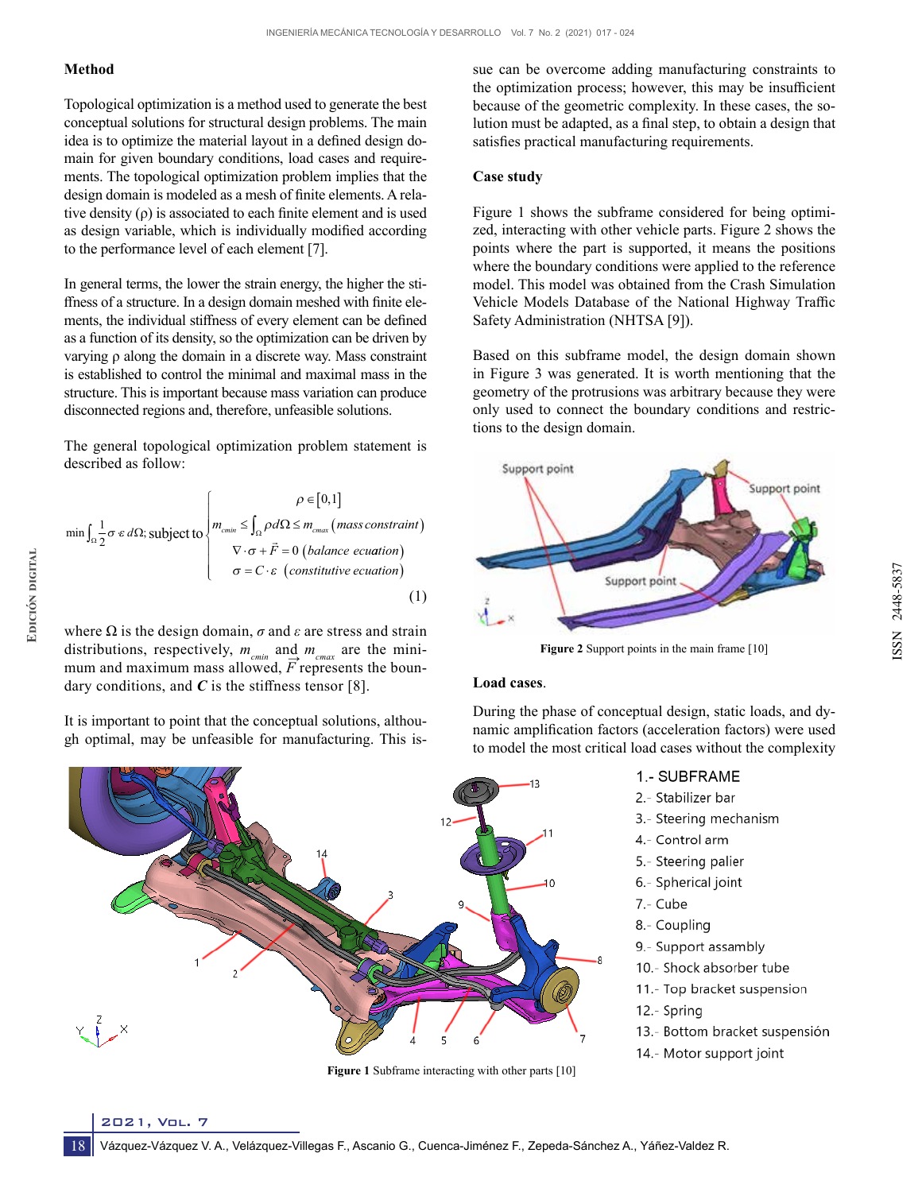## Method

Topological optimization is a method used to generate the best conceptual solutions for structural design problems. The main idea is to optimize the material layout in a defined design domain for given boundary conditions, load cases and requirements. The topological optimization problem implies that the design domain is modeled as a mesh of finite elements. A relative density (ρ) is associated to each finite element and is used as design variable, which is individually modified according to the performance level of each element [7].

In general terms, the lower the strain energy, the higher the stiffness of a structure. In a design domain meshed with finite elements, the individual stiffness of every element can be defined as a function of its density, so the optimization can be driven by varying ρ along the domain in a discrete way. Mass constraint is established to control the minimal and maximal mass in the structure. This is important because mass variation can produce disconnected regions and, therefore, unfeasible solutions.

The general topological optimization problem statement is described as follow:

$$\min \int_{\Omega} \frac{1}{2}\sigma\,\varepsilon\, d\Omega; \text{ subject to} \begin{cases} \rho \in [0,1] \\ m_{cmin} \leq \int_{\Omega} \rho d\Omega \leq m_{cmax} \;(\textit{mass constraint}) \\ \nabla \cdot \sigma + \vec{F} = 0 \;(\textit{balance ecuation}) \\ \sigma = C \cdot \varepsilon \;\; (\textit{constitutive ecuation}) \end{cases} \tag{1}$$

where Ω is the design domain, $\sigma$ and $\varepsilon$ are stress and strain distributions, respectively, $m_{cmin}$ and $m_{cmax}$ are the minimum and maximum mass allowed, $\vec{F}$ represents the boundary conditions, and $\boldsymbol{C}$ is the stiffness tensor [8].

It is important to point that the conceptual solutions, although optimal, may be unfeasible for manufacturing. This issue can be overcome adding manufacturing constraints to the optimization process; however, this may be insufficient because of the geometric complexity. In these cases, the solution must be adapted, as a final step, to obtain a design that satisfies practical manufacturing requirements.

## Case study

Figure 1 shows the subframe considered for being optimized, interacting with other vehicle parts. Figure 2 shows the points where the part is supported, it means the positions where the boundary conditions were applied to the reference model. This model was obtained from the Crash Simulation Vehicle Models Database of the National Highway Traffic Safety Administration (NHTSA [9]).

Based on this subframe model, the design domain shown in Figure 3 was generated. It is worth mentioning that the geometry of the protrusions was arbitrary because they were only used to connect the boundary conditions and restrictions to the design domain.

**Figure 2** Support points in the main frame [10]

## Load cases.

During the phase of conceptual design, static loads, and dynamic amplification factors (acceleration factors) were used to model the most critical load cases without the complexity

1.- SUBFRAME
2.- Stabilizer bar
3.- Steering mechanism
4.- Control arm
5.- Steering palier
6.- Spherical joint
7.- Cube
8.- Coupling
9.- Support assambly
10.- Shock absorber tube
11.- Top bracket suspension
12.- Spring
13.- Bottom bracket suspensión
14.- Motor support joint

**Figure 1** Subframe interacting with other parts [10]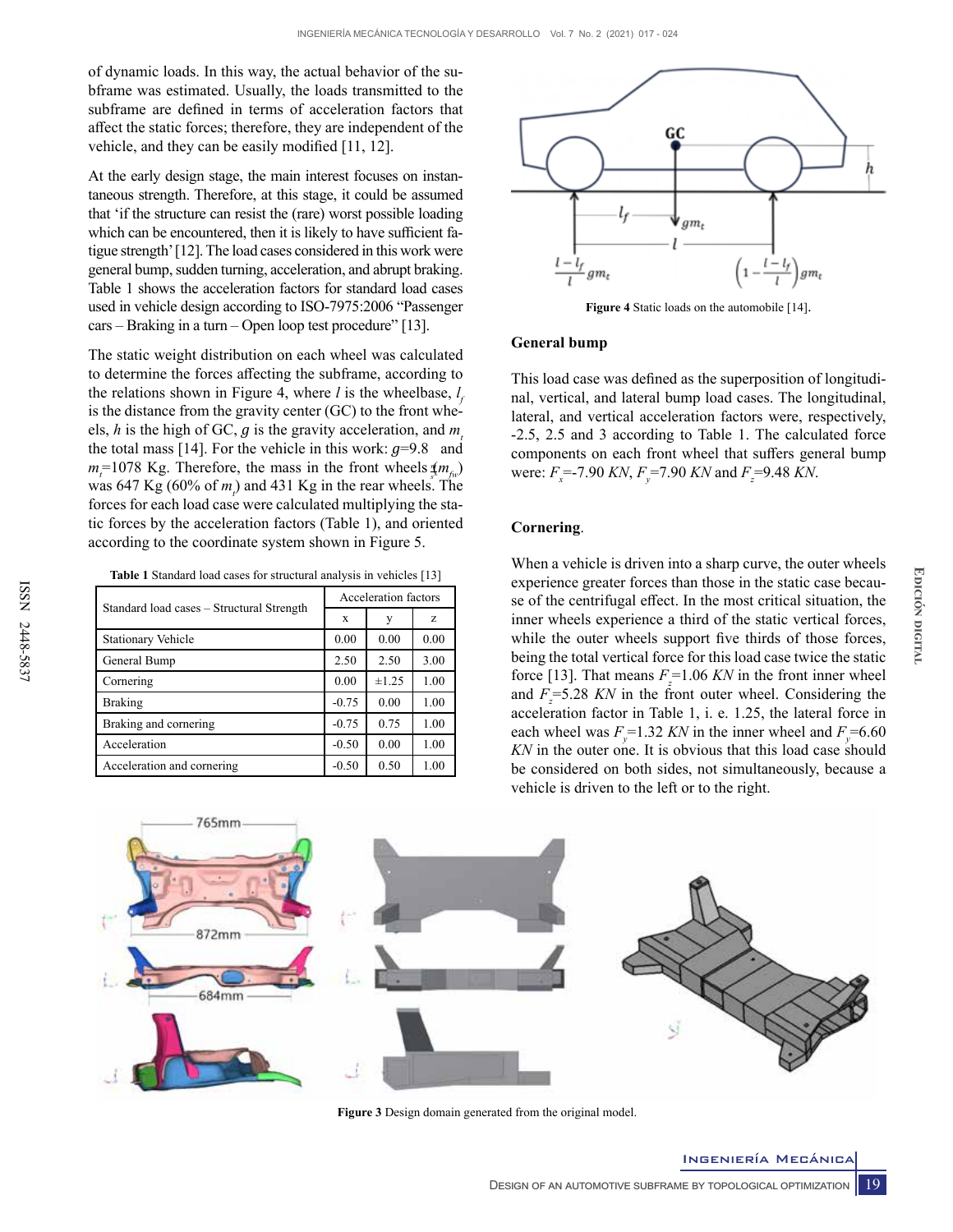of dynamic loads. In this way, the actual behavior of the subframe was estimated. Usually, the loads transmitted to the subframe are defined in terms of acceleration factors that affect the static forces; therefore, they are independent of the vehicle, and they can be easily modified [11, 12].

At the early design stage, the main interest focuses on instantaneous strength. Therefore, at this stage, it could be assumed that 'if the structure can resist the (rare) worst possible loading which can be encountered, then it is likely to have sufficient fatigue strength' [12]. The load cases considered in this work were general bump, sudden turning, acceleration, and abrupt braking. Table 1 shows the acceleration factors for standard load cases used in vehicle design according to ISO-7975:2006 "Passenger cars – Braking in a turn – Open loop test procedure" [13].

The static weight distribution on each wheel was calculated to determine the forces affecting the subframe, according to the relations shown in Figure 4, where $l$ is the wheelbase, $l_f$ is the distance from the gravity center (GC) to the front wheels, $h$ is the high of GC, $g$ is the gravity acceleration, and $m_t$ the total mass [14]. For the vehicle in this work: $g$=9.8 and $m_t$=1078 Kg. Therefore, the mass in the front wheels ($m_{fw}$) was 647 Kg (60% of $m_t$) and 431 Kg in the rear wheels. The forces for each load case were calculated multiplying the static forces by the acceleration factors (Table 1), and oriented according to the coordinate system shown in Figure 5.

**Table 1** Standard load cases for structural analysis in vehicles [13]

| Standard load cases – Structural Strength | Acceleration factors | | |
|---|---|---|---|
| | x | y | z |
| Stationary Vehicle | 0.00 | 0.00 | 0.00 |
| General Bump | 2.50 | 2.50 | 3.00 |
| Cornering | 0.00 | ±1.25 | 1.00 |
| Braking | -0.75 | 0.00 | 1.00 |
| Braking and cornering | -0.75 | 0.75 | 1.00 |
| Acceleration | -0.50 | 0.00 | 1.00 |
| Acceleration and cornering | -0.50 | 0.50 | 1.00 |

**Figure 4** Static loads on the automobile [14].

### General bump

This load case was defined as the superposition of longitudinal, vertical, and lateral bump load cases. The longitudinal, lateral, and vertical acceleration factors were, respectively, -2.5, 2.5 and 3 according to Table 1. The calculated force components on each front wheel that suffers general bump were: $F_x$=-7.90 *KN*, $F_y$=7.90 *KN* and $F_z$=9.48 *KN*.

### Cornering.

When a vehicle is driven into a sharp curve, the outer wheels experience greater forces than those in the static case because of the centrifugal effect. In the most critical situation, the inner wheels experience a third of the static vertical forces, while the outer wheels support five thirds of those forces, being the total vertical force for this load case twice the static force [13]. That means $F_z$=1.06 *KN* in the front inner wheel and $F_z$=5.28 *KN* in the front outer wheel. Considering the acceleration factor in Table 1, i. e. 1.25, the lateral force in each wheel was $F_y$=1.32 *KN* in the inner wheel and $F_y$=6.60 *KN* in the outer one. It is obvious that this load case should be considered on both sides, not simultaneously, because a vehicle is driven to the left or to the right.

**Figure 3** Design domain generated from the original model.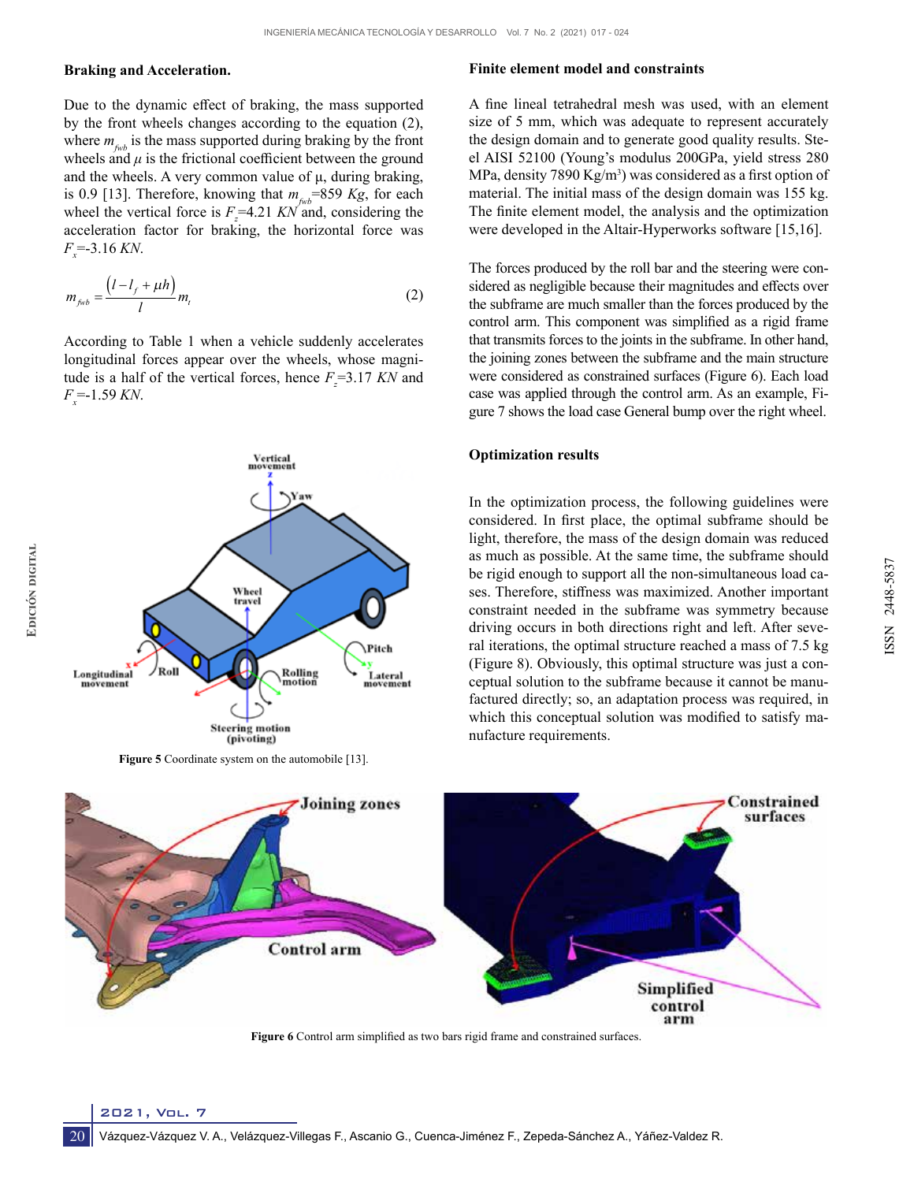### Braking and Acceleration.

Due to the dynamic effect of braking, the mass supported by the front wheels changes according to the equation (2), where $m_{fwb}$ is the mass supported during braking by the front wheels and $\mu$ is the frictional coefficient between the ground and the wheels. A very common value of μ, during braking, is 0.9 [13]. Therefore, knowing that $m_{fwb}$=859 *Kg*, for each wheel the vertical force is $F_z$=4.21 *KN* and, considering the acceleration factor for braking, the horizontal force was $F_x$=-3.16 *KN*.

$$m_{fwb} = \frac{\left(l - l_f + \mu h\right)}{l} m_t \tag{2}$$

According to Table 1 when a vehicle suddenly accelerates longitudinal forces appear over the wheels, whose magnitude is a half of the vertical forces, hence $F_z$=3.17 *KN* and $F_x$=-1.59 *KN*.

**Figure 5** Coordinate system on the automobile [13].

### Finite element model and constraints

A fine lineal tetrahedral mesh was used, with an element size of 5 mm, which was adequate to represent accurately the design domain and to generate good quality results. Steel AISI 52100 (Young's modulus 200GPa, yield stress 280 MPa, density 7890 Kg/m$^3$) was considered as a first option of material. The initial mass of the design domain was 155 kg. The finite element model, the analysis and the optimization were developed in the Altair-Hyperworks software [15,16].

The forces produced by the roll bar and the steering were considered as negligible because their magnitudes and effects over the subframe are much smaller than the forces produced by the control arm. This component was simplified as a rigid frame that transmits forces to the joints in the subframe. In other hand, the joining zones between the subframe and the main structure were considered as constrained surfaces (Figure 6). Each load case was applied through the control arm. As an example, Figure 7 shows the load case General bump over the right wheel.

### Optimization results

In the optimization process, the following guidelines were considered. In first place, the optimal subframe should be light, therefore, the mass of the design domain was reduced as much as possible. At the same time, the subframe should be rigid enough to support all the non-simultaneous load cases. Therefore, stiffness was maximized. Another important constraint needed in the subframe was symmetry because driving occurs in both directions right and left. After several iterations, the optimal structure reached a mass of 7.5 kg (Figure 8). Obviously, this optimal structure was just a conceptual solution to the subframe because it cannot be manufactured directly; so, an adaptation process was required, in which this conceptual solution was modified to satisfy manufacture requirements.

**Figure 6** Control arm simplified as two bars rigid frame and constrained surfaces.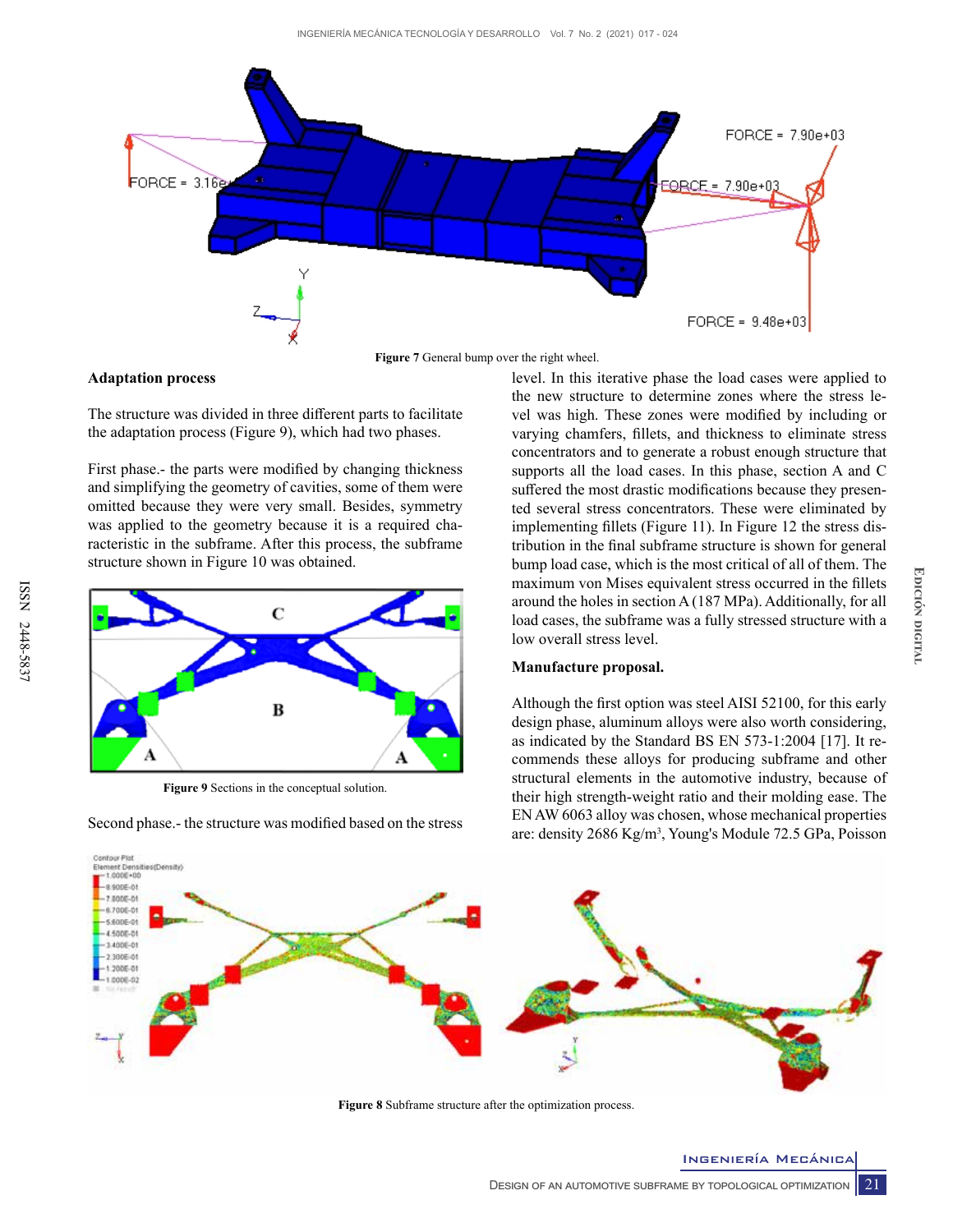Figure 7 General bump over the right wheel.

## Adaptation process

The structure was divided in three different parts to facilitate the adaptation process (Figure 9), which had two phases.

First phase.- the parts were modified by changing thickness and simplifying the geometry of cavities, some of them were omitted because they were very small. Besides, symmetry was applied to the geometry because it is a required characteristic in the subframe. After this process, the subframe structure shown in Figure 10 was obtained.

Figure 9 Sections in the conceptual solution.

Second phase.- the structure was modified based on the stress level. In this iterative phase the load cases were applied to the new structure to determine zones where the stress level was high. These zones were modified by including or varying chamfers, fillets, and thickness to eliminate stress concentrators and to generate a robust enough structure that supports all the load cases. In this phase, section A and C suffered the most drastic modifications because they presented several stress concentrators. These were eliminated by implementing fillets (Figure 11). In Figure 12 the stress distribution in the final subframe structure is shown for general bump load case, which is the most critical of all of them. The maximum von Mises equivalent stress occurred in the fillets around the holes in section A (187 MPa). Additionally, for all load cases, the subframe was a fully stressed structure with a low overall stress level.

## Manufacture proposal.

Although the first option was steel AISI 52100, for this early design phase, aluminum alloys were also worth considering, as indicated by the Standard BS EN 573-1:2004 [17]. It recommends these alloys for producing subframe and other structural elements in the automotive industry, because of their high strength-weight ratio and their molding ease. The EN AW 6063 alloy was chosen, whose mechanical properties are: density 2686 Kg/m$^3$, Young's Module 72.5 GPa, Poisson

Figure 8 Subframe structure after the optimization process.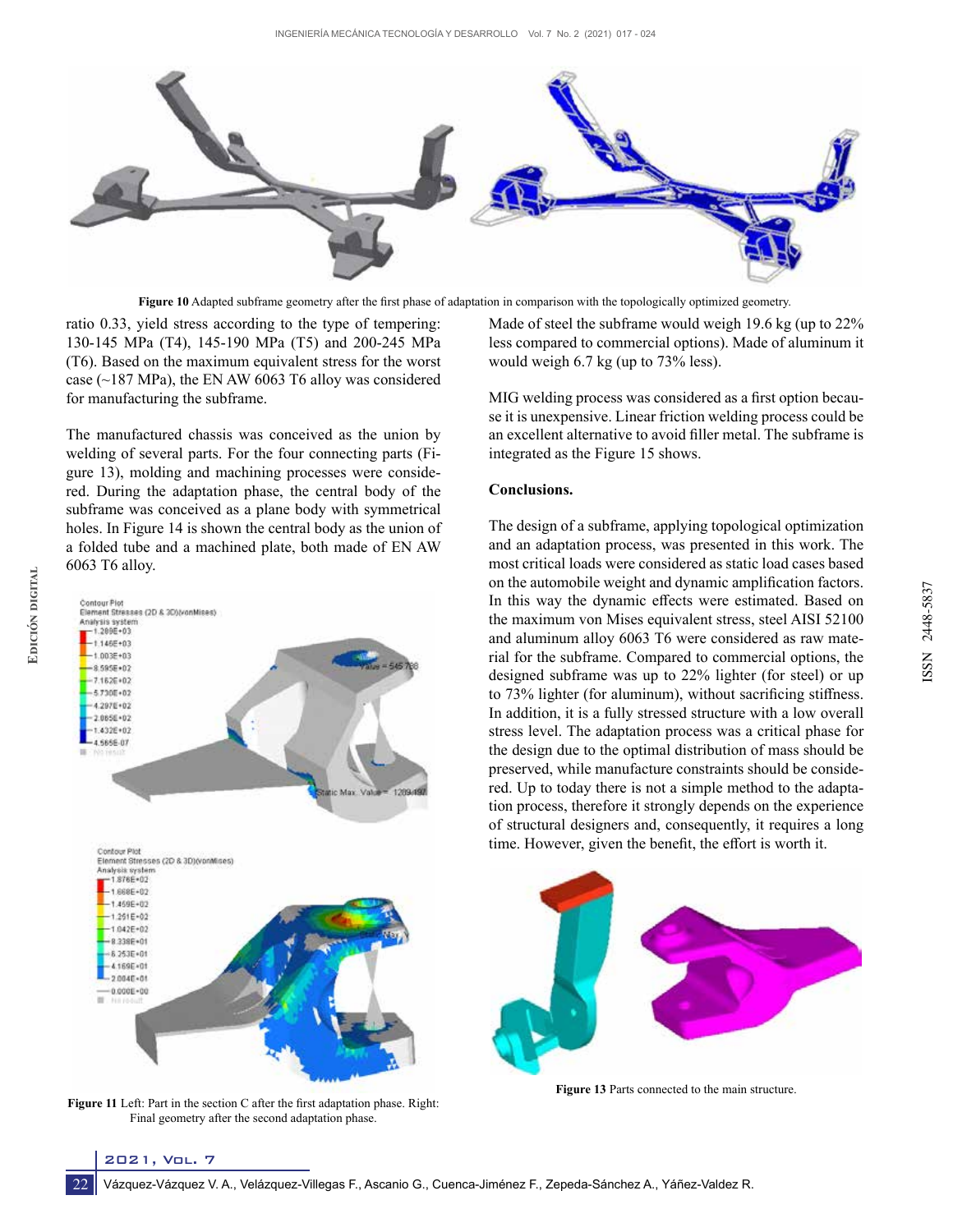**Figure 10** Adapted subframe geometry after the first phase of adaptation in comparison with the topologically optimized geometry.

ratio 0.33, yield stress according to the type of tempering: 130-145 MPa (T4), 145-190 MPa (T5) and 200-245 MPa (T6). Based on the maximum equivalent stress for the worst case (~187 MPa), the EN AW 6063 T6 alloy was considered for manufacturing the subframe.

The manufactured chassis was conceived as the union by welding of several parts. For the four connecting parts (Figure 13), molding and machining processes were considered. During the adaptation phase, the central body of the subframe was conceived as a plane body with symmetrical holes. In Figure 14 is shown the central body as the union of a folded tube and a machined plate, both made of EN AW 6063 T6 alloy.

**Figure 11** Left: Part in the section C after the first adaptation phase. Right: Final geometry after the second adaptation phase.

Made of steel the subframe would weigh 19.6 kg (up to 22% less compared to commercial options). Made of aluminum it would weigh 6.7 kg (up to 73% less).

MIG welding process was considered as a first option because it is unexpensive. Linear friction welding process could be an excellent alternative to avoid filler metal. The subframe is integrated as the Figure 15 shows.

**Conclusions.**

The design of a subframe, applying topological optimization and an adaptation process, was presented in this work. The most critical loads were considered as static load cases based on the automobile weight and dynamic amplification factors. In this way the dynamic effects were estimated. Based on the maximum von Mises equivalent stress, steel AISI 52100 and aluminum alloy 6063 T6 were considered as raw material for the subframe. Compared to commercial options, the designed subframe was up to 22% lighter (for steel) or up to 73% lighter (for aluminum), without sacrificing stiffness. In addition, it is a fully stressed structure with a low overall stress level. The adaptation process was a critical phase for the design due to the optimal distribution of mass should be preserved, while manufacture constraints should be considered. Up to today there is not a simple method to the adaptation process, therefore it strongly depends on the experience of structural designers and, consequently, it requires a long time. However, given the benefit, the effort is worth it.

**Figure 13** Parts connected to the main structure.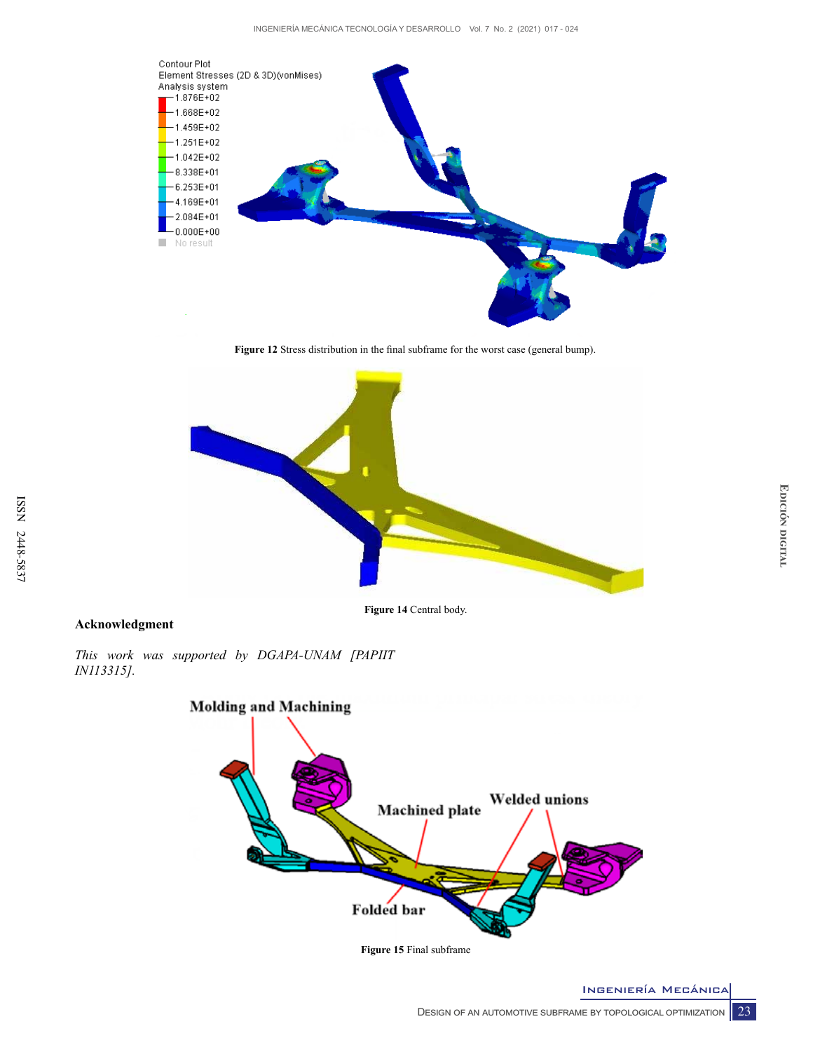Figure 12 Stress distribution in the final subframe for the worst case (general bump).

Figure 14 Central body.

## Acknowledgment

*This work was supported by DGAPA-UNAM [PAPIIT IN113315].*

Figure 15 Final subframe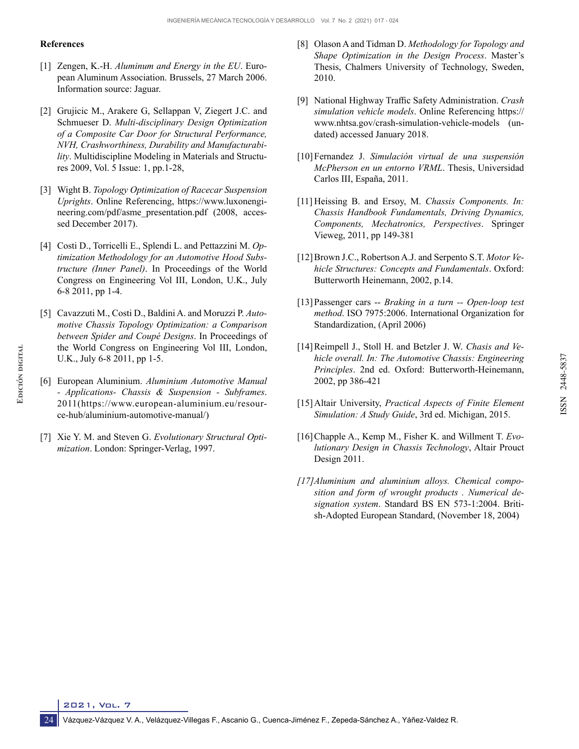**References**

[1] Zengen, K.-H. *Aluminum and Energy in the EU*. European Aluminum Association. Brussels, 27 March 2006. Information source: Jaguar.

[2] Grujicic M., Arakere G, Sellappan V, Ziegert J.C. and Schmueser D. *Multi-disciplinary Design Optimization of a Composite Car Door for Structural Performance, NVH, Crashworthiness, Durability and Manufacturability*. Multidiscipline Modeling in Materials and Structures 2009, Vol. 5 Issue: 1, pp.1-28,

[3] Wight B. *Topology Optimization of Racecar Suspension Uprights*. Online Referencing, https://www.luxonengineering.com/pdf/asme_presentation.pdf (2008, accessed December 2017).

[4] Costi D., Torricelli E., Splendi L. and Pettazzini M. *Optimization Methodology for an Automotive Hood Substructure (Inner Panel)*. In Proceedings of the World Congress on Engineering Vol III, London, U.K., July 6-8 2011, pp 1-4.

[5] Cavazzuti M., Costi D., Baldini A. and Moruzzi P. *Automotive Chassis Topology Optimization: a Comparison between Spider and Coupé Designs*. In Proceedings of the World Congress on Engineering Vol III, London, U.K., July 6-8 2011, pp 1-5.

[6] European Aluminium. *Aluminium Automotive Manual - Applications- Chassis & Suspension - Subframes*. 2011(https://www.european-aluminium.eu/resource-hub/aluminium-automotive-manual/)

[7] Xie Y. M. and Steven G. *Evolutionary Structural Optimization*. London: Springer-Verlag, 1997.

[8] Olason A and Tidman D. *Methodology for Topology and Shape Optimization in the Design Process*. Master's Thesis, Chalmers University of Technology, Sweden, 2010.

[9] National Highway Traffic Safety Administration. *Crash simulation vehicle models*. Online Referencing https://www.nhtsa.gov/crash-simulation-vehicle-models (undated) accessed January 2018.

[10] Fernandez J. *Simulación virtual de una suspensión McPherson en un entorno VRML*. Thesis, Universidad Carlos III, España, 2011.

[11] Heissing B. and Ersoy, M. *Chassis Components. In: Chassis Handbook Fundamentals, Driving Dynamics, Components, Mechatronics, Perspectives*. Springer Vieweg, 2011, pp 149-381

[12] Brown J.C., Robertson A.J. and Serpento S.T. *Motor Vehicle Structures: Concepts and Fundamentals*. Oxford: Butterworth Heinemann, 2002, p.14.

[13] Passenger cars -- *Braking in a turn -- Open-loop test method*. ISO 7975:2006. International Organization for Standardization, (April 2006)

[14] Reimpell J., Stoll H. and Betzler J. W. *Chasis and Vehicle overall. In: The Automotive Chassis: Engineering Principles*. 2nd ed. Oxford: Butterworth-Heinemann, 2002, pp 386-421

[15] Altair University, *Practical Aspects of Finite Element Simulation: A Study Guide*, 3rd ed. Michigan, 2015.

[16] Chapple A., Kemp M., Fisher K. and Willment T. *Evolutionary Design in Chassis Technology*, Altair Prouct Design 2011.

*[17] Aluminium and aluminium alloys. Chemical composition and form of wrought products . Numerical designation system*. Standard BS EN 573-1:2004. British-Adopted European Standard, (November 18, 2004)